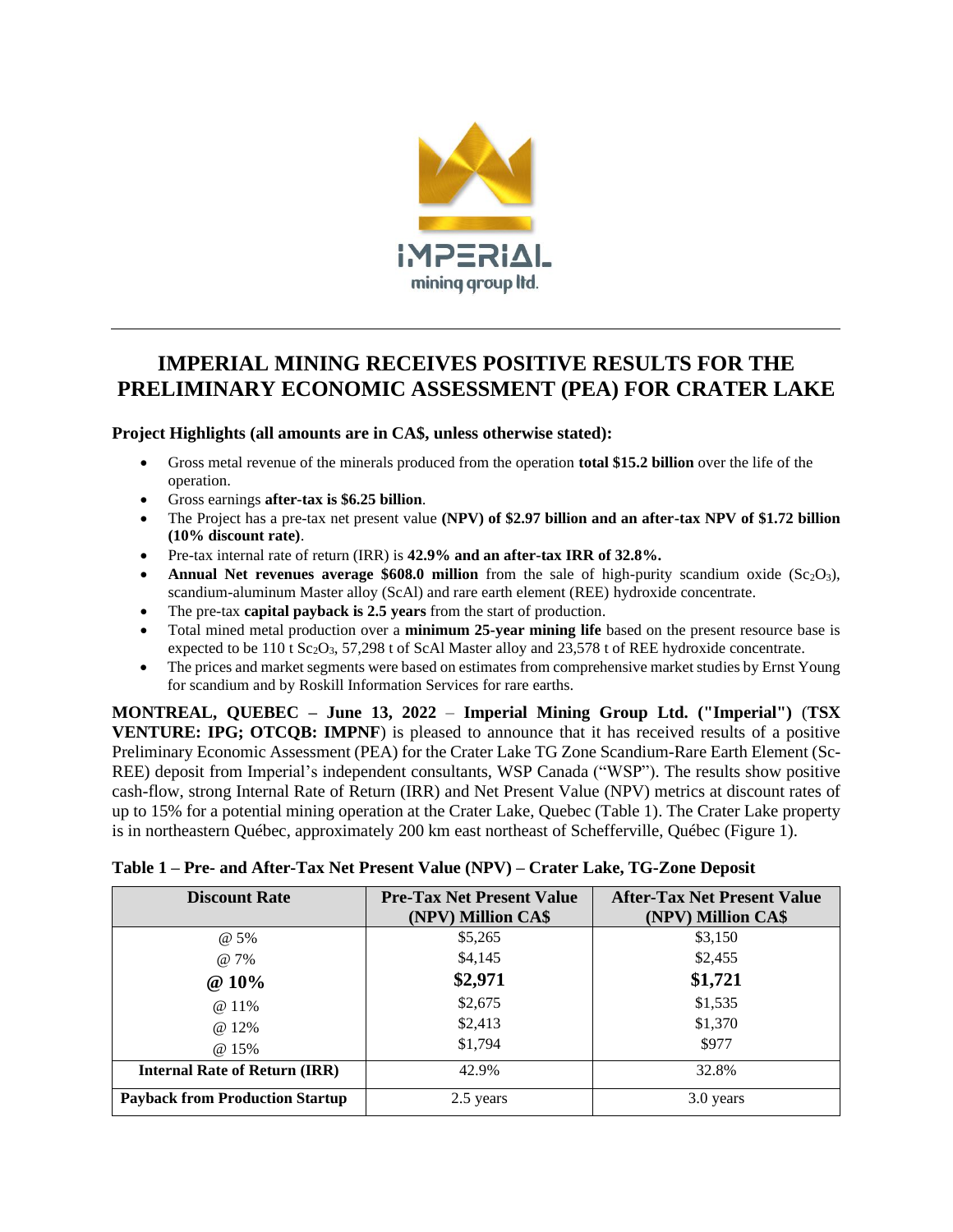# IMPERIAL MINING RECEIVES POSITIVE RESULTS FOR THE PRELIMINARY ECONOMIC ASSESSMENT (PEA) FOR CRATER LAKE

**Project Highlights (all amounts are in CA$, unless otherwise stated):**

- Gross metal revenue of the minerals produced from the operation **total $15.2 billion** over the life of the operation.
- Gross earnings **after-tax is $6.25 billion**.
- The Project has a pre-tax net present value **(NPV) of $2.97 billion and an after-tax NPV of $1.72 billion (10% discount rate)**.
- Pre-tax internal rate of return (IRR) is **42.9% and an after-tax IRR of 32.8%.**
- **Annual Net revenues average $608.0 million** from the sale of high-purity scandium oxide ($Sc_2O_3$), scandium-aluminum Master alloy (ScAl) and rare earth element (REE) hydroxide concentrate.
- The pre-tax **capital payback is 2.5 years** from the start of production.
- Total mined metal production over a **minimum 25-year mining life** based on the present resource base is expected to be 110 t $Sc_2O_3$, 57,298 t of ScAl Master alloy and 23,578 t of REE hydroxide concentrate.
- The prices and market segments were based on estimates from comprehensive market studies by Ernst Young for scandium and by Roskill Information Services for rare earths.

**MONTREAL, QUEBEC – June 13, 2022** – **Imperial Mining Group Ltd. ("Imperial")** (**TSX VENTURE: IPG; OTCQB: IMPNF**) is pleased to announce that it has received results of a positive Preliminary Economic Assessment (PEA) for the Crater Lake TG Zone Scandium-Rare Earth Element (Sc-REE) deposit from Imperial's independent consultants, WSP Canada ("WSP"). The results show positive cash-flow, strong Internal Rate of Return (IRR) and Net Present Value (NPV) metrics at discount rates of up to 15% for a potential mining operation at the Crater Lake, Quebec (Table 1). The Crater Lake property is in northeastern Québec, approximately 200 km east northeast of Schefferville, Québec (Figure 1).

**Table 1 – Pre- and After-Tax Net Present Value (NPV) – Crater Lake, TG-Zone Deposit**

| Discount Rate | Pre-Tax Net Present Value (NPV) Million CA$ | After-Tax Net Present Value (NPV) Million CA$ |
|---|---|---|
| @ 5% | $5,265 | $3,150 |
| @ 7% | $4,145 | $2,455 |
| **@ 10%** | **$2,971** | **$1,721** |
| @ 11% | $2,675 | $1,535 |
| @ 12% | $2,413 | $1,370 |
| @ 15% | $1,794 | $977 |
| **Internal Rate of Return (IRR)** | 42.9% | 32.8% |
| **Payback from Production Startup** | 2.5 years | 3.0 years |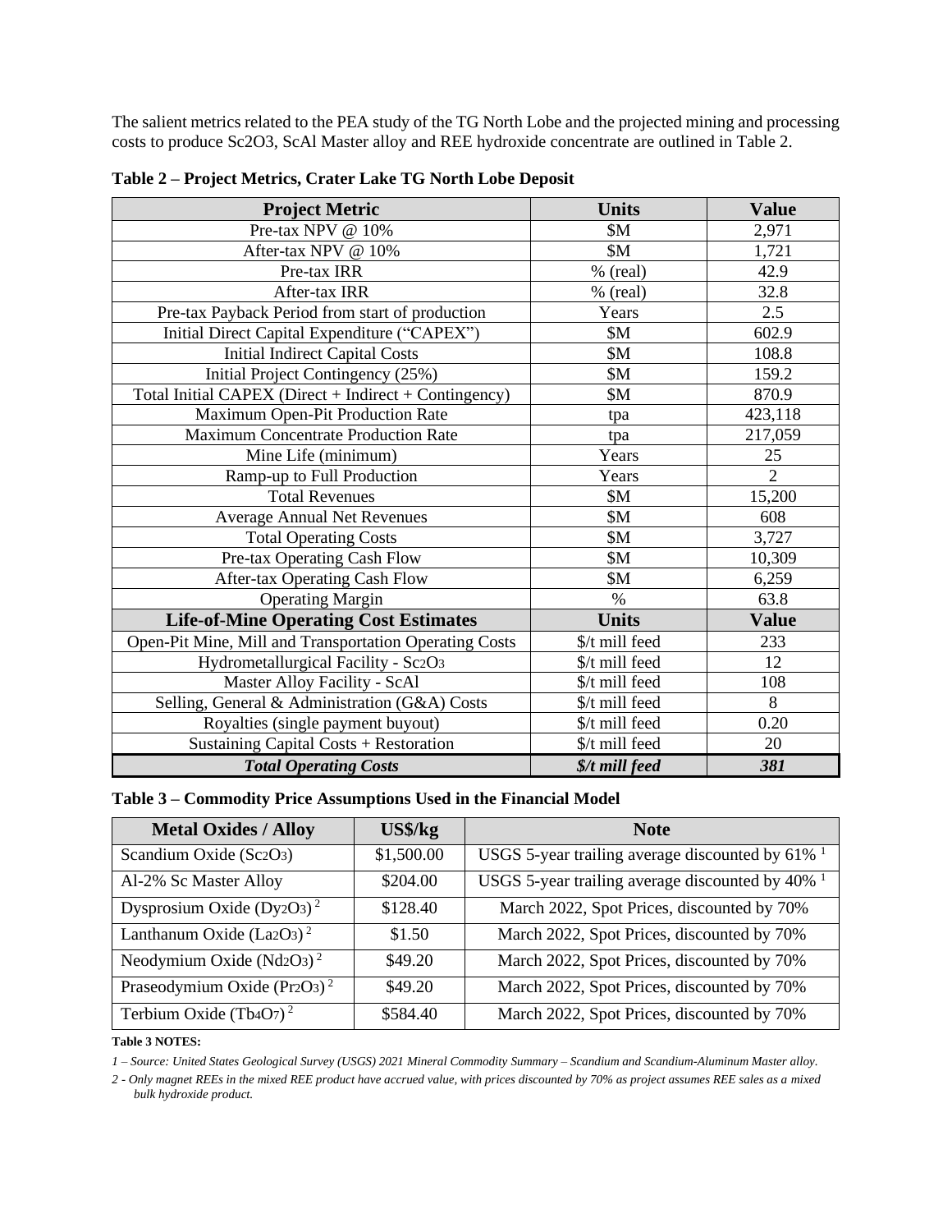The salient metrics related to the PEA study of the TG North Lobe and the projected mining and processing costs to produce Sc2O3, ScAl Master alloy and REE hydroxide concentrate are outlined in Table 2.

**Table 2 – Project Metrics, Crater Lake TG North Lobe Deposit**

| Project Metric | Units | Value |
|---|---|---|
| Pre-tax NPV @ 10% | $M | 2,971 |
| After-tax NPV @ 10% | $M | 1,721 |
| Pre-tax IRR | % (real) | 42.9 |
| After-tax IRR | % (real) | 32.8 |
| Pre-tax Payback Period from start of production | Years | 2.5 |
| Initial Direct Capital Expenditure ("CAPEX") | $M | 602.9 |
| Initial Indirect Capital Costs | $M | 108.8 |
| Initial Project Contingency (25%) | $M | 159.2 |
| Total Initial CAPEX (Direct + Indirect + Contingency) | $M | 870.9 |
| Maximum Open-Pit Production Rate | tpa | 423,118 |
| Maximum Concentrate Production Rate | tpa | 217,059 |
| Mine Life (minimum) | Years | 25 |
| Ramp-up to Full Production | Years | 2 |
| Total Revenues | $M | 15,200 |
| Average Annual Net Revenues | $M | 608 |
| Total Operating Costs | $M | 3,727 |
| Pre-tax Operating Cash Flow | $M | 10,309 |
| After-tax Operating Cash Flow | $M | 6,259 |
| Operating Margin | % | 63.8 |
| **Life-of-Mine Operating Cost Estimates** | **Units** | **Value** |
| Open-Pit Mine, Mill and Transportation Operating Costs | $/t mill feed | 233 |
| Hydrometallurgical Facility - $Sc_2O_3$ | $/t mill feed | 12 |
| Master Alloy Facility - ScAl | $/t mill feed | 108 |
| Selling, General & Administration (G&A) Costs | $/t mill feed | 8 |
| Royalties (single payment buyout) | $/t mill feed | 0.20 |
| Sustaining Capital Costs + Restoration | $/t mill feed | 20 |
| ***Total Operating Costs*** | ***$/t mill feed*** | ***381*** |

**Table 3 – Commodity Price Assumptions Used in the Financial Model**

| Metal Oxides / Alloy | US$/kg | Note |
|---|---|---|
| Scandium Oxide ($Sc_2O_3$) | $1,500.00 | USGS 5-year trailing average discounted by 61% [1] |
| Al-2% Sc Master Alloy | $204.00 | USGS 5-year trailing average discounted by 40% [1] |
| Dysprosium Oxide ($Dy_2O_3$) [2] | $128.40 | March 2022, Spot Prices, discounted by 70% |
| Lanthanum Oxide ($La_2O_3$) [2] | $1.50 | March 2022, Spot Prices, discounted by 70% |
| Neodymium Oxide ($Nd_2O_3$) [2] | $49.20 | March 2022, Spot Prices, discounted by 70% |
| Praseodymium Oxide ($Pr_2O_3$) [2] | $49.20 | March 2022, Spot Prices, discounted by 70% |
| Terbium Oxide ($Tb_4O_7$) [2] | $584.40 | March 2022, Spot Prices, discounted by 70% |

**Table 3 NOTES:**

*1 – Source: United States Geological Survey (USGS) 2021 Mineral Commodity Summary – Scandium and Scandium-Aluminum Master alloy.*

*2 - Only magnet REEs in the mixed REE product have accrued value, with prices discounted by 70% as project assumes REE sales as a mixed bulk hydroxide product.*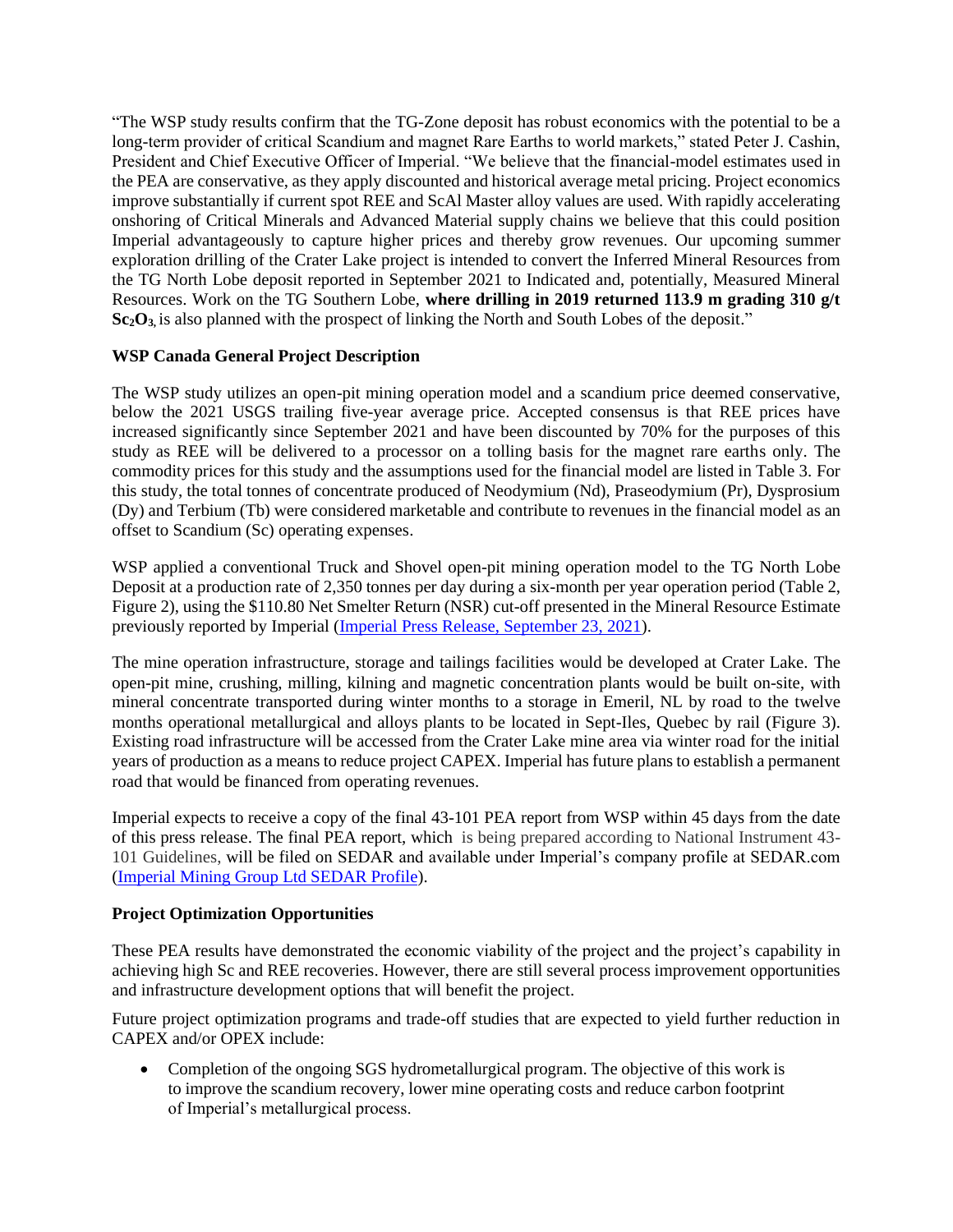"The WSP study results confirm that the TG-Zone deposit has robust economics with the potential to be a long-term provider of critical Scandium and magnet Rare Earths to world markets," stated Peter J. Cashin, President and Chief Executive Officer of Imperial. "We believe that the financial-model estimates used in the PEA are conservative, as they apply discounted and historical average metal pricing. Project economics improve substantially if current spot REE and ScAl Master alloy values are used. With rapidly accelerating onshoring of Critical Minerals and Advanced Material supply chains we believe that this could position Imperial advantageously to capture higher prices and thereby grow revenues. Our upcoming summer exploration drilling of the Crater Lake project is intended to convert the Inferred Mineral Resources from the TG North Lobe deposit reported in September 2021 to Indicated and, potentially, Measured Mineral Resources. Work on the TG Southern Lobe, **where drilling in 2019 returned 113.9 m grading 310 g/t $Sc_2O_3$**, is also planned with the prospect of linking the North and South Lobes of the deposit."

**WSP Canada General Project Description**

The WSP study utilizes an open-pit mining operation model and a scandium price deemed conservative, below the 2021 USGS trailing five-year average price. Accepted consensus is that REE prices have increased significantly since September 2021 and have been discounted by 70% for the purposes of this study as REE will be delivered to a processor on a tolling basis for the magnet rare earths only. The commodity prices for this study and the assumptions used for the financial model are listed in Table 3. For this study, the total tonnes of concentrate produced of Neodymium (Nd), Praseodymium (Pr), Dysprosium (Dy) and Terbium (Tb) were considered marketable and contribute to revenues in the financial model as an offset to Scandium (Sc) operating expenses.

WSP applied a conventional Truck and Shovel open-pit mining operation model to the TG North Lobe Deposit at a production rate of 2,350 tonnes per day during a six-month per year operation period (Table 2, Figure 2), using the $110.80 Net Smelter Return (NSR) cut-off presented in the Mineral Resource Estimate previously reported by Imperial (Imperial Press Release, September 23, 2021).

The mine operation infrastructure, storage and tailings facilities would be developed at Crater Lake. The open-pit mine, crushing, milling, kilning and magnetic concentration plants would be built on-site, with mineral concentrate transported during winter months to a storage in Emeril, NL by road to the twelve months operational metallurgical and alloys plants to be located in Sept-Iles, Quebec by rail (Figure 3). Existing road infrastructure will be accessed from the Crater Lake mine area via winter road for the initial years of production as a means to reduce project CAPEX. Imperial has future plans to establish a permanent road that would be financed from operating revenues.

Imperial expects to receive a copy of the final 43-101 PEA report from WSP within 45 days from the date of this press release. The final PEA report, which is being prepared according to National Instrument 43-101 Guidelines, will be filed on SEDAR and available under Imperial's company profile at SEDAR.com (Imperial Mining Group Ltd SEDAR Profile).

**Project Optimization Opportunities**

These PEA results have demonstrated the economic viability of the project and the project's capability in achieving high Sc and REE recoveries. However, there are still several process improvement opportunities and infrastructure development options that will benefit the project.

Future project optimization programs and trade-off studies that are expected to yield further reduction in CAPEX and/or OPEX include:

- Completion of the ongoing SGS hydrometallurgical program. The objective of this work is to improve the scandium recovery, lower mine operating costs and reduce carbon footprint of Imperial's metallurgical process.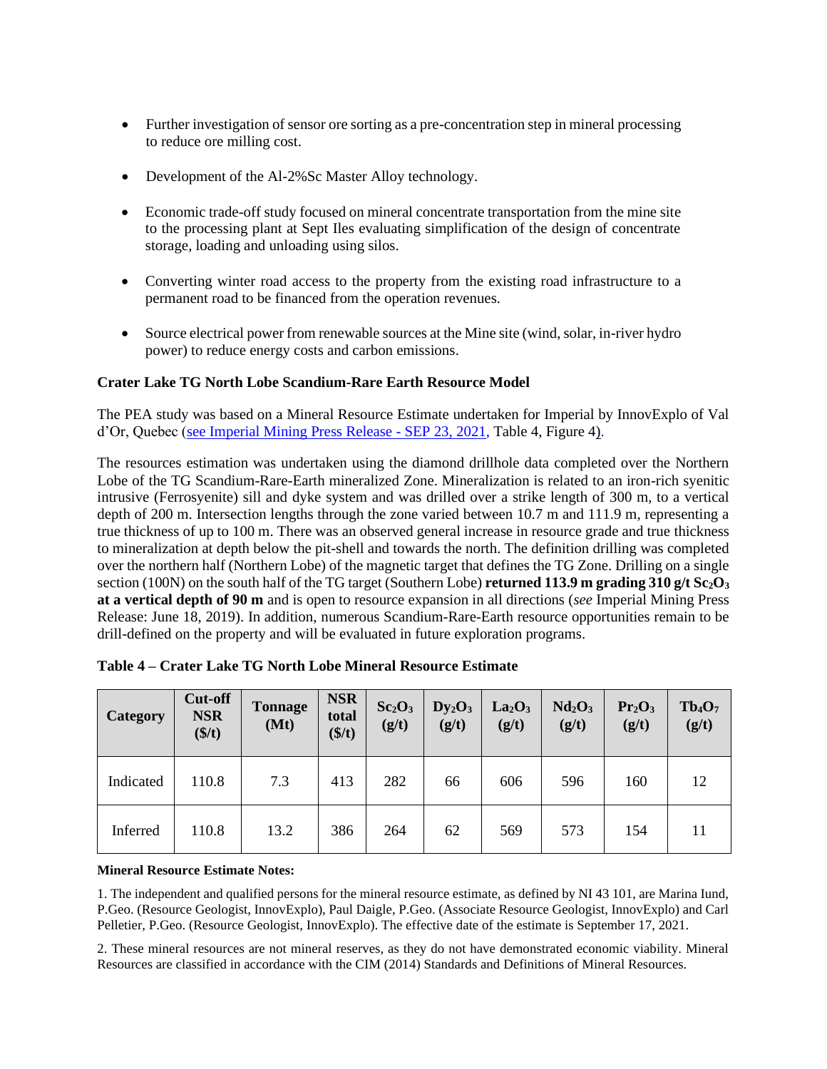- Further investigation of sensor ore sorting as a pre-concentration step in mineral processing to reduce ore milling cost.

- Development of the Al-2%Sc Master Alloy technology.

- Economic trade-off study focused on mineral concentrate transportation from the mine site to the processing plant at Sept Iles evaluating simplification of the design of concentrate storage, loading and unloading using silos.

- Converting winter road access to the property from the existing road infrastructure to a permanent road to be financed from the operation revenues.

- Source electrical power from renewable sources at the Mine site (wind, solar, in-river hydro power) to reduce energy costs and carbon emissions.

**Crater Lake TG North Lobe Scandium-Rare Earth Resource Model**

The PEA study was based on a Mineral Resource Estimate undertaken for Imperial by InnovExplo of Val d'Or, Quebec (see Imperial Mining Press Release - SEP 23, 2021, Table 4, Figure 4).

The resources estimation was undertaken using the diamond drillhole data completed over the Northern Lobe of the TG Scandium-Rare-Earth mineralized Zone. Mineralization is related to an iron-rich syenitic intrusive (Ferrosyenite) sill and dyke system and was drilled over a strike length of 300 m, to a vertical depth of 200 m. Intersection lengths through the zone varied between 10.7 m and 111.9 m, representing a true thickness of up to 100 m. There was an observed general increase in resource grade and true thickness to mineralization at depth below the pit-shell and towards the north. The definition drilling was completed over the northern half (Northern Lobe) of the magnetic target that defines the TG Zone. Drilling on a single section (100N) on the south half of the TG target (Southern Lobe) **returned 113.9 m grading 310 g/t $Sc_2O_3$ at a vertical depth of 90 m** and is open to resource expansion in all directions (*see* Imperial Mining Press Release: June 18, 2019). In addition, numerous Scandium-Rare-Earth resource opportunities remain to be drill-defined on the property and will be evaluated in future exploration programs.

**Table 4 – Crater Lake TG North Lobe Mineral Resource Estimate**

| Category | Cut-off NSR ($/t) | Tonnage (Mt) | NSR total ($/t) | $Sc_2O_3$ (g/t) | $Dy_2O_3$ (g/t) | $La_2O_3$ (g/t) | $Nd_2O_3$ (g/t) | $Pr_2O_3$ (g/t) | $Tb_4O_7$ (g/t) |
|---|---|---|---|---|---|---|---|---|---|
| Indicated | 110.8 | 7.3 | 413 | 282 | 66 | 606 | 596 | 160 | 12 |
| Inferred | 110.8 | 13.2 | 386 | 264 | 62 | 569 | 573 | 154 | 11 |

**Mineral Resource Estimate Notes:**

1. The independent and qualified persons for the mineral resource estimate, as defined by NI 43 101, are Marina Iund, P.Geo. (Resource Geologist, InnovExplo), Paul Daigle, P.Geo. (Associate Resource Geologist, InnovExplo) and Carl Pelletier, P.Geo. (Resource Geologist, InnovExplo). The effective date of the estimate is September 17, 2021.

2. These mineral resources are not mineral reserves, as they do not have demonstrated economic viability. Mineral Resources are classified in accordance with the CIM (2014) Standards and Definitions of Mineral Resources.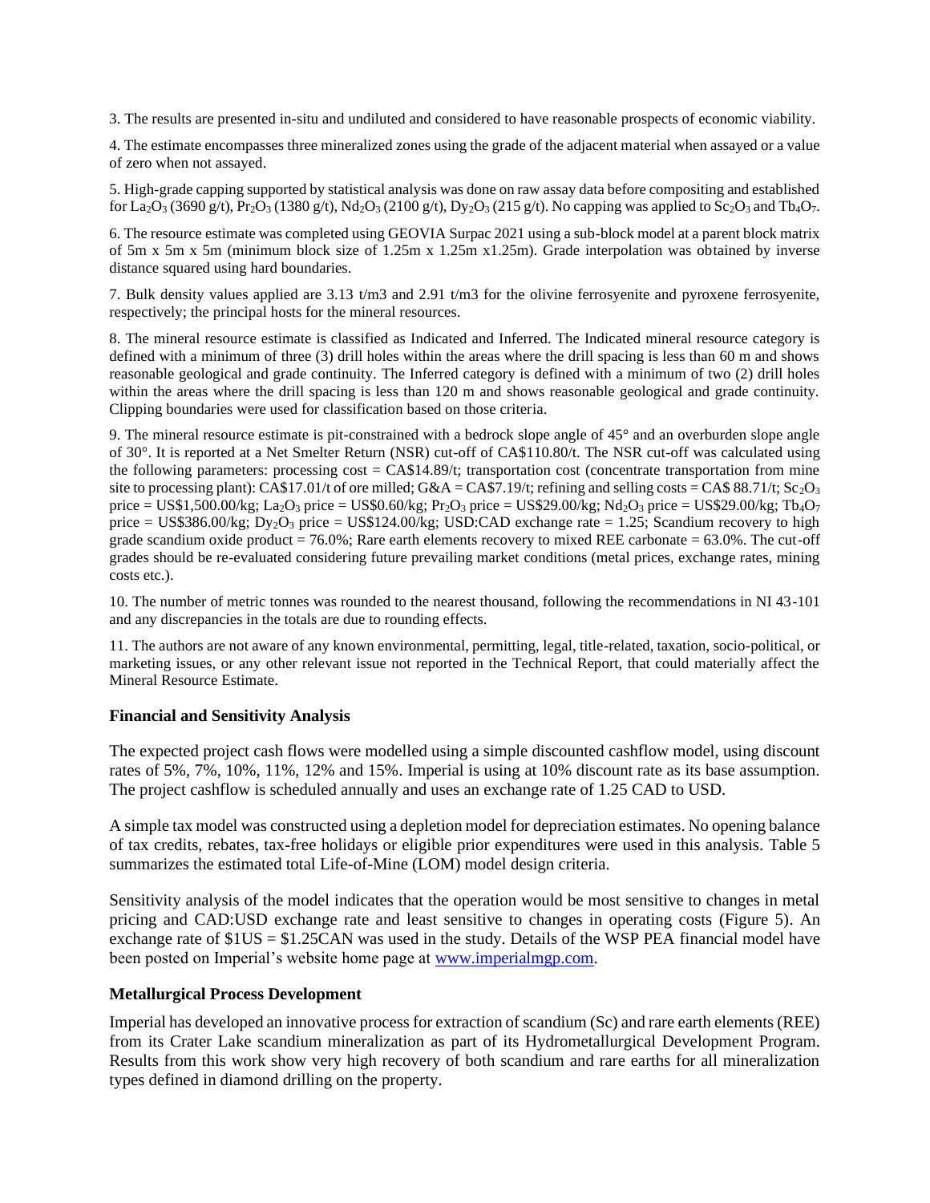3. The results are presented in-situ and undiluted and considered to have reasonable prospects of economic viability.

4. The estimate encompasses three mineralized zones using the grade of the adjacent material when assayed or a value of zero when not assayed.

5. High-grade capping supported by statistical analysis was done on raw assay data before compositing and established for $La_2O_3$ (3690 g/t), $Pr_2O_3$ (1380 g/t), $Nd_2O_3$ (2100 g/t), $Dy_2O_3$ (215 g/t). No capping was applied to $Sc_2O_3$ and $Tb_4O_7$.

6. The resource estimate was completed using GEOVIA Surpac 2021 using a sub-block model at a parent block matrix of 5m x 5m x 5m (minimum block size of 1.25m x 1.25m x1.25m). Grade interpolation was obtained by inverse distance squared using hard boundaries.

7. Bulk density values applied are 3.13 t/m3 and 2.91 t/m3 for the olivine ferrosyenite and pyroxene ferrosyenite, respectively; the principal hosts for the mineral resources.

8. The mineral resource estimate is classified as Indicated and Inferred. The Indicated mineral resource category is defined with a minimum of three (3) drill holes within the areas where the drill spacing is less than 60 m and shows reasonable geological and grade continuity. The Inferred category is defined with a minimum of two (2) drill holes within the areas where the drill spacing is less than 120 m and shows reasonable geological and grade continuity. Clipping boundaries were used for classification based on those criteria.

9. The mineral resource estimate is pit-constrained with a bedrock slope angle of 45° and an overburden slope angle of 30°. It is reported at a Net Smelter Return (NSR) cut-off of CA$110.80/t. The NSR cut-off was calculated using the following parameters: processing cost = CA$14.89/t; transportation cost (concentrate transportation from mine site to processing plant): CA$17.01/t of ore milled; G&A = CA$7.19/t; refining and selling costs = CA$ 88.71/t; $Sc_2O_3$ price = US$1,500.00/kg; $La_2O_3$ price = US$0.60/kg; $Pr_2O_3$ price = US$29.00/kg; $Nd_2O_3$ price = US$29.00/kg; $Tb_4O_7$ price = US$386.00/kg; $Dy_2O_3$ price = US$124.00/kg; USD:CAD exchange rate = 1.25; Scandium recovery to high grade scandium oxide product = 76.0%; Rare earth elements recovery to mixed REE carbonate = 63.0%. The cut-off grades should be re-evaluated considering future prevailing market conditions (metal prices, exchange rates, mining costs etc.).

10. The number of metric tonnes was rounded to the nearest thousand, following the recommendations in NI 43-101 and any discrepancies in the totals are due to rounding effects.

11. The authors are not aware of any known environmental, permitting, legal, title-related, taxation, socio-political, or marketing issues, or any other relevant issue not reported in the Technical Report, that could materially affect the Mineral Resource Estimate.

**Financial and Sensitivity Analysis**

The expected project cash flows were modelled using a simple discounted cashflow model, using discount rates of 5%, 7%, 10%, 11%, 12% and 15%. Imperial is using at 10% discount rate as its base assumption. The project cashflow is scheduled annually and uses an exchange rate of 1.25 CAD to USD.

A simple tax model was constructed using a depletion model for depreciation estimates. No opening balance of tax credits, rebates, tax-free holidays or eligible prior expenditures were used in this analysis. Table 5 summarizes the estimated total Life-of-Mine (LOM) model design criteria.

Sensitivity analysis of the model indicates that the operation would be most sensitive to changes in metal pricing and CAD:USD exchange rate and least sensitive to changes in operating costs (Figure 5). An exchange rate of $1US = $1.25CAN was used in the study. Details of the WSP PEA financial model have been posted on Imperial's website home page at [www.imperialmgp.com](http://www.imperialmgp.com).

**Metallurgical Process Development**

Imperial has developed an innovative process for extraction of scandium (Sc) and rare earth elements (REE) from its Crater Lake scandium mineralization as part of its Hydrometallurgical Development Program. Results from this work show very high recovery of both scandium and rare earths for all mineralization types defined in diamond drilling on the property.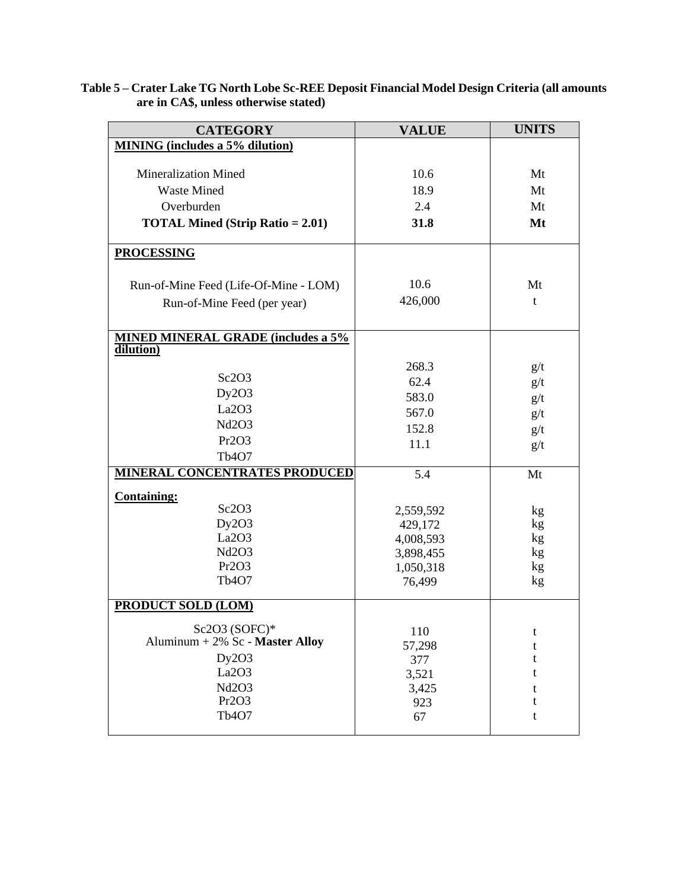**Table 5 – Crater Lake TG North Lobe Sc-REE Deposit Financial Model Design Criteria (all amounts are in CA$, unless otherwise stated)**

| CATEGORY | VALUE | UNITS |
|---|---|---|
| **MINING (includes a 5% dilution)** | | |
| Mineralization Mined | 10.6 | Mt |
| Waste Mined | 18.9 | Mt |
| Overburden | 2.4 | Mt |
| **TOTAL Mined (Strip Ratio = 2.01)** | **31.8** | **Mt** |
| **PROCESSING** | | |
| Run-of-Mine Feed (Life-Of-Mine - LOM) | 10.6 | Mt |
| Run-of-Mine Feed (per year) | 426,000 | t |
| **MINED MINERAL GRADE (includes a 5% dilution)** | | |
| $Sc_2O_3$ | 268.3 | g/t |
| $Dy_2O_3$ | 62.4 | g/t |
| $La_2O_3$ | 583.0 | g/t |
| $Nd_2O_3$ | 567.0 | g/t |
| $Pr_2O_3$ | 152.8 | g/t |
| $Tb_4O_7$ | 11.1 | g/t |
| **MINERAL CONCENTRATES PRODUCED** | 5.4 | Mt |
| **Containing:** | | |
| $Sc_2O_3$ | 2,559,592 | kg |
| $Dy_2O_3$ | 429,172 | kg |
| $La_2O_3$ | 4,008,593 | kg |
| $Nd_2O_3$ | 3,898,455 | kg |
| $Pr_2O_3$ | 1,050,318 | kg |
| $Tb_4O_7$ | 76,499 | kg |
| **PRODUCT SOLD (LOM)** | | |
| $Sc_2O_3$ (SOFC)* | 110 | t |
| Aluminum + 2% Sc - **Master Alloy** | 57,298 | t |
| $Dy_2O_3$ | 377 | t |
| $La_2O_3$ | 3,521 | t |
| $Nd_2O_3$ | 3,425 | t |
| $Pr_2O_3$ | 923 | t |
| $Tb_4O_7$ | 67 | t |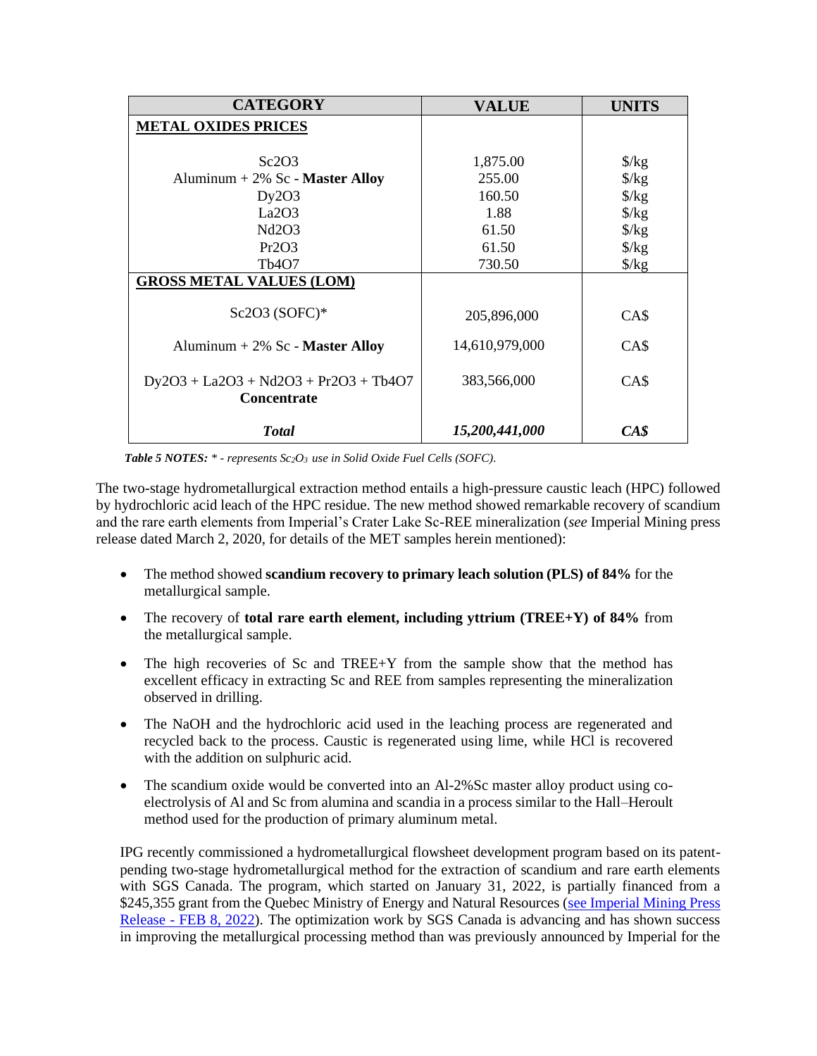| CATEGORY | VALUE | UNITS |
|---|---|---|
| **METAL OXIDES PRICES** | | |
| $Sc_2O_3$ | 1,875.00 | $/kg |
| Aluminum + 2% Sc - **Master Alloy** | 255.00 | $/kg |
| $Dy_2O_3$ | 160.50 | $/kg |
| $La_2O_3$ | 1.88 | $/kg |
| $Nd_2O_3$ | 61.50 | $/kg |
| $Pr_2O_3$ | 61.50 | $/kg |
| $Tb_4O_7$ | 730.50 | $/kg |
| **GROSS METAL VALUES (LOM)** | | |
| $Sc_2O_3$ (SOFC)* | 205,896,000 | CA$ |
| Aluminum + 2% Sc - **Master Alloy** | 14,610,979,000 | CA$ |
| $Dy_2O_3$ + $La_2O_3$ + $Nd_2O_3$ + $Pr_2O_3$ + $Tb_4O_7$ **Concentrate** | 383,566,000 | CA$ |
| ***Total*** | ***15,200,441,000*** | ***CA$*** |

***Table 5 NOTES:*** *\* - represents $Sc_2O_3$ use in Solid Oxide Fuel Cells (SOFC).*

The two-stage hydrometallurgical extraction method entails a high-pressure caustic leach (HPC) followed by hydrochloric acid leach of the HPC residue. The new method showed remarkable recovery of scandium and the rare earth elements from Imperial's Crater Lake Sc-REE mineralization (*see* Imperial Mining press release dated March 2, 2020, for details of the MET samples herein mentioned):

- The method showed **scandium recovery to primary leach solution (PLS) of 84%** for the metallurgical sample.
- The recovery of **total rare earth element, including yttrium (TREE+Y) of 84%** from the metallurgical sample.
- The high recoveries of Sc and TREE+Y from the sample show that the method has excellent efficacy in extracting Sc and REE from samples representing the mineralization observed in drilling.
- The NaOH and the hydrochloric acid used in the leaching process are regenerated and recycled back to the process. Caustic is regenerated using lime, while HCl is recovered with the addition on sulphuric acid.
- The scandium oxide would be converted into an Al-2%Sc master alloy product using co-electrolysis of Al and Sc from alumina and scandia in a process similar to the Hall–Heroult method used for the production of primary aluminum metal.

IPG recently commissioned a hydrometallurgical flowsheet development program based on its patent-pending two-stage hydrometallurgical method for the extraction of scandium and rare earth elements with SGS Canada. The program, which started on January 31, 2022, is partially financed from a $245,355 grant from the Quebec Ministry of Energy and Natural Resources (see Imperial Mining Press Release - FEB 8, 2022). The optimization work by SGS Canada is advancing and has shown success in improving the metallurgical processing method than was previously announced by Imperial for the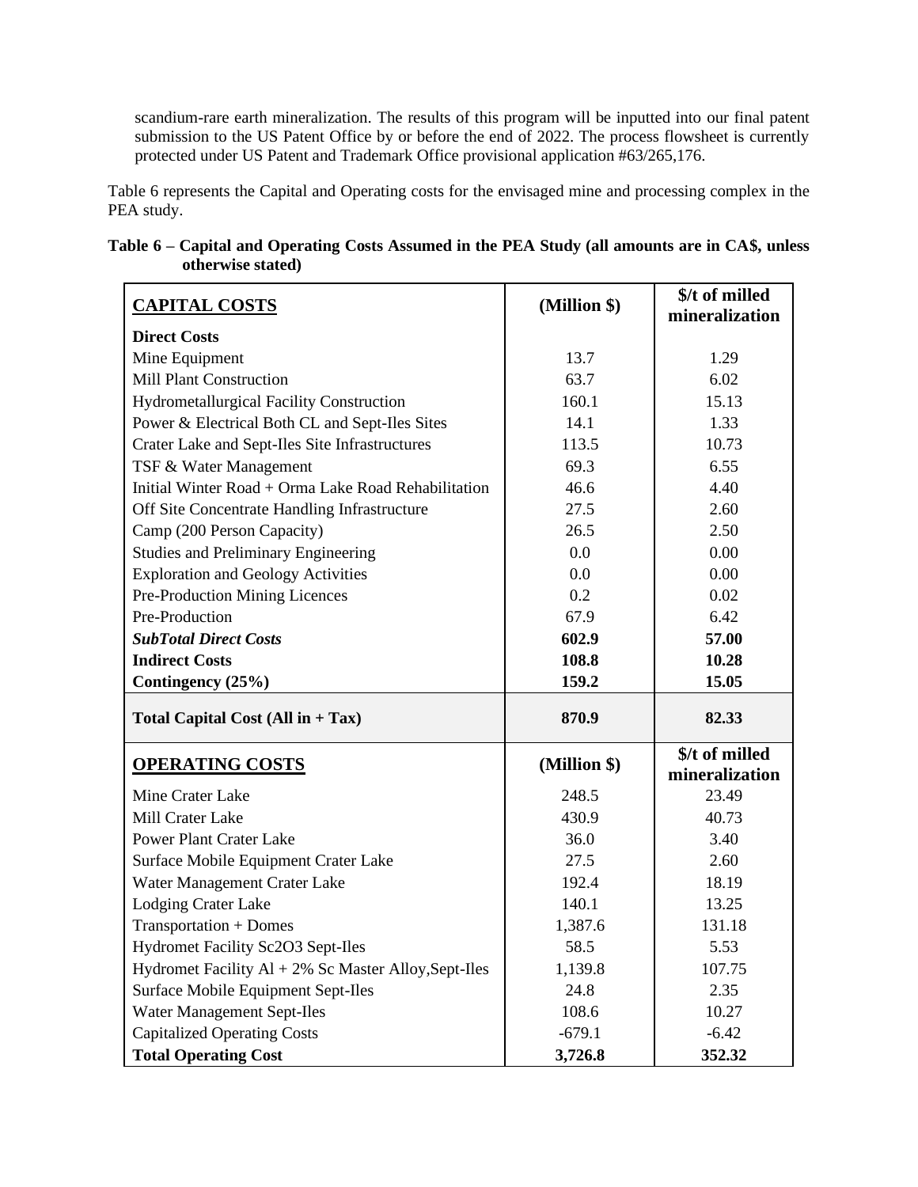scandium-rare earth mineralization. The results of this program will be inputted into our final patent submission to the US Patent Office by or before the end of 2022. The process flowsheet is currently protected under US Patent and Trademark Office provisional application #63/265,176.

Table 6 represents the Capital and Operating costs for the envisaged mine and processing complex in the PEA study.

**Table 6 – Capital and Operating Costs Assumed in the PEA Study (all amounts are in CA$, unless otherwise stated)**

| **CAPITAL COSTS** | **(Million $)** | **$/t of milled mineralization** |
|---|---|---|
| **Direct Costs** | | |
| Mine Equipment | 13.7 | 1.29 |
| Mill Plant Construction | 63.7 | 6.02 |
| Hydrometallurgical Facility Construction | 160.1 | 15.13 |
| Power & Electrical Both CL and Sept-Iles Sites | 14.1 | 1.33 |
| Crater Lake and Sept-Iles Site Infrastructures | 113.5 | 10.73 |
| TSF & Water Management | 69.3 | 6.55 |
| Initial Winter Road + Orma Lake Road Rehabilitation | 46.6 | 4.40 |
| Off Site Concentrate Handling Infrastructure | 27.5 | 2.60 |
| Camp (200 Person Capacity) | 26.5 | 2.50 |
| Studies and Preliminary Engineering | 0.0 | 0.00 |
| Exploration and Geology Activities | 0.0 | 0.00 |
| Pre-Production Mining Licences | 0.2 | 0.02 |
| Pre-Production | 67.9 | 6.42 |
| ***SubTotal Direct Costs*** | **602.9** | **57.00** |
| **Indirect Costs** | **108.8** | **10.28** |
| **Contingency (25%)** | **159.2** | **15.05** |
| **Total Capital Cost (All in + Tax)** | **870.9** | **82.33** |
| **OPERATING COSTS** | **(Million $)** | **$/t of milled mineralization** |
| Mine Crater Lake | 248.5 | 23.49 |
| Mill Crater Lake | 430.9 | 40.73 |
| Power Plant Crater Lake | 36.0 | 3.40 |
| Surface Mobile Equipment Crater Lake | 27.5 | 2.60 |
| Water Management Crater Lake | 192.4 | 18.19 |
| Lodging Crater Lake | 140.1 | 13.25 |
| Transportation + Domes | 1,387.6 | 131.18 |
| Hydromet Facility $Sc_2O_3$ Sept-Iles | 58.5 | 5.53 |
| Hydromet Facility Al + 2% Sc Master Alloy,Sept-Iles | 1,139.8 | 107.75 |
| Surface Mobile Equipment Sept-Iles | 24.8 | 2.35 |
| Water Management Sept-Iles | 108.6 | 10.27 |
| Capitalized Operating Costs | -679.1 | -6.42 |
| **Total Operating Cost** | **3,726.8** | **352.32** |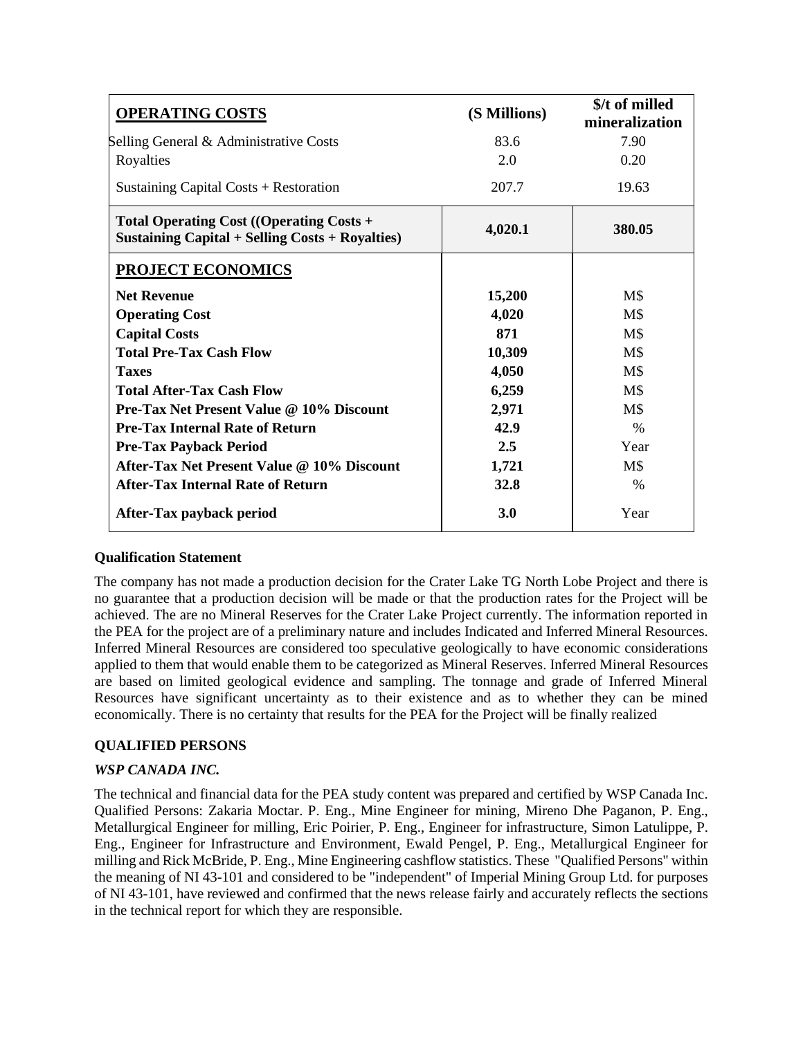| **OPERATING COSTS** | **(S Millions)** | **$/t of milled mineralization** |
|---|---|---|
| Selling General & Administrative Costs | 83.6 | 7.90 |
| Royalties | 2.0 | 0.20 |
| Sustaining Capital Costs + Restoration | 207.7 | 19.63 |
| **Total Operating Cost ((Operating Costs + Sustaining Capital + Selling Costs + Royalties)** | **4,020.1** | **380.05** |
| **PROJECT ECONOMICS** | | |
| **Net Revenue** | **15,200** | M$ |
| **Operating Cost** | **4,020** | M$ |
| **Capital Costs** | **871** | M$ |
| **Total Pre-Tax Cash Flow** | **10,309** | M$ |
| **Taxes** | **4,050** | M$ |
| **Total After-Tax Cash Flow** | **6,259** | M$ |
| **Pre-Tax Net Present Value @ 10% Discount** | **2,971** | M$ |
| **Pre-Tax Internal Rate of Return** | **42.9** | % |
| **Pre-Tax Payback Period** | **2.5** | Year |
| **After-Tax Net Present Value @ 10% Discount** | **1,721** | M$ |
| **After-Tax Internal Rate of Return** | **32.8** | % |
| **After-Tax payback period** | **3.0** | Year |

**Qualification Statement**

The company has not made a production decision for the Crater Lake TG North Lobe Project and there is no guarantee that a production decision will be made or that the production rates for the Project will be achieved. The are no Mineral Reserves for the Crater Lake Project currently. The information reported in the PEA for the project are of a preliminary nature and includes Indicated and Inferred Mineral Resources. Inferred Mineral Resources are considered too speculative geologically to have economic considerations applied to them that would enable them to be categorized as Mineral Reserves. Inferred Mineral Resources are based on limited geological evidence and sampling. The tonnage and grade of Inferred Mineral Resources have significant uncertainty as to their existence and as to whether they can be mined economically. There is no certainty that results for the PEA for the Project will be finally realized

**QUALIFIED PERSONS**

***WSP CANADA INC.***

The technical and financial data for the PEA study content was prepared and certified by WSP Canada Inc. Qualified Persons: Zakaria Moctar. P. Eng., Mine Engineer for mining, Mireno Dhe Paganon, P. Eng., Metallurgical Engineer for milling, Eric Poirier, P. Eng., Engineer for infrastructure, Simon Latulippe, P. Eng., Engineer for Infrastructure and Environment, Ewald Pengel, P. Eng., Metallurgical Engineer for milling and Rick McBride, P. Eng., Mine Engineering cashflow statistics. These "Qualified Persons" within the meaning of NI 43-101 and considered to be "independent" of Imperial Mining Group Ltd. for purposes of NI 43-101, have reviewed and confirmed that the news release fairly and accurately reflects the sections in the technical report for which they are responsible.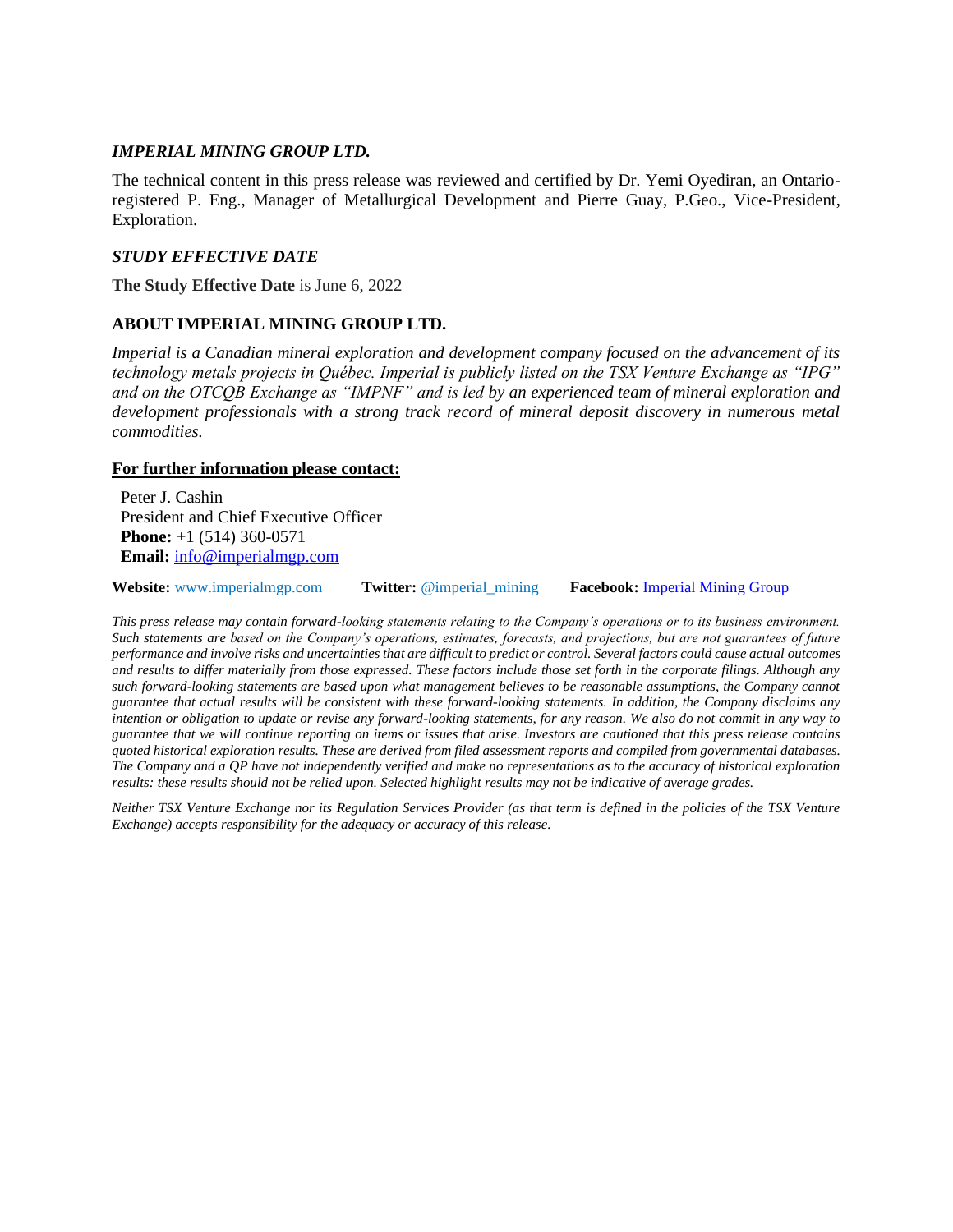### *IMPERIAL MINING GROUP LTD.*

The technical content in this press release was reviewed and certified by Dr. Yemi Oyediran, an Ontario-registered P. Eng., Manager of Metallurgical Development and Pierre Guay, P.Geo., Vice-President, Exploration.

### *STUDY EFFECTIVE DATE*

**The Study Effective Date** is June 6, 2022

### ABOUT IMPERIAL MINING GROUP LTD.

*Imperial is a Canadian mineral exploration and development company focused on the advancement of its technology metals projects in Québec. Imperial is publicly listed on the TSX Venture Exchange as "IPG" and on the OTCQB Exchange as "IMPNF" and is led by an experienced team of mineral exploration and development professionals with a strong track record of mineral deposit discovery in numerous metal commodities.*

**For further information please contact:**

Peter J. Cashin
President and Chief Executive Officer
**Phone:** +1 (514) 360-0571
**Email:** info@imperialmgp.com

**Website:** www.imperialmgp.com **Twitter:** @imperial_mining **Facebook:** Imperial Mining Group

*This press release may contain forward-looking statements relating to the Company's operations or to its business environment. Such statements are based on the Company's operations, estimates, forecasts, and projections, but are not guarantees of future performance and involve risks and uncertainties that are difficult to predict or control. Several factors could cause actual outcomes and results to differ materially from those expressed. These factors include those set forth in the corporate filings. Although any such forward-looking statements are based upon what management believes to be reasonable assumptions, the Company cannot guarantee that actual results will be consistent with these forward-looking statements. In addition, the Company disclaims any intention or obligation to update or revise any forward-looking statements, for any reason. We also do not commit in any way to guarantee that we will continue reporting on items or issues that arise. Investors are cautioned that this press release contains quoted historical exploration results. These are derived from filed assessment reports and compiled from governmental databases. The Company and a QP have not independently verified and make no representations as to the accuracy of historical exploration results: these results should not be relied upon. Selected highlight results may not be indicative of average grades.*

*Neither TSX Venture Exchange nor its Regulation Services Provider (as that term is defined in the policies of the TSX Venture Exchange) accepts responsibility for the adequacy or accuracy of this release.*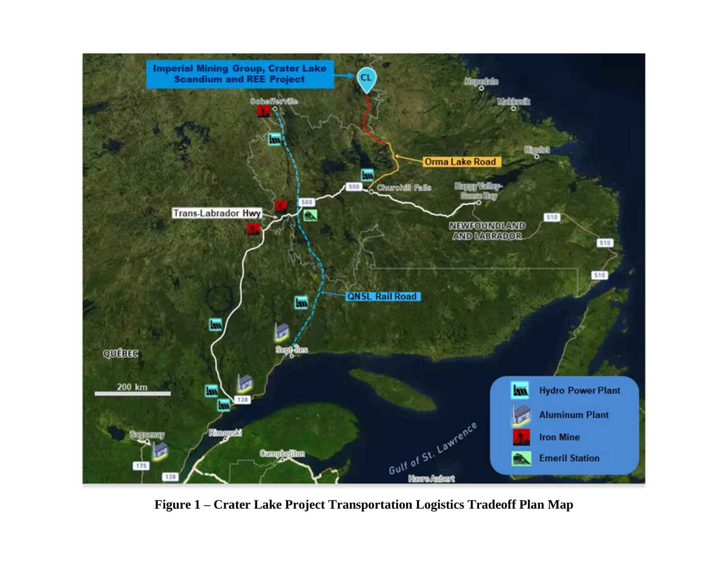**Figure 1 – Crater Lake Project Transportation Logistics Tradeoff Plan Map**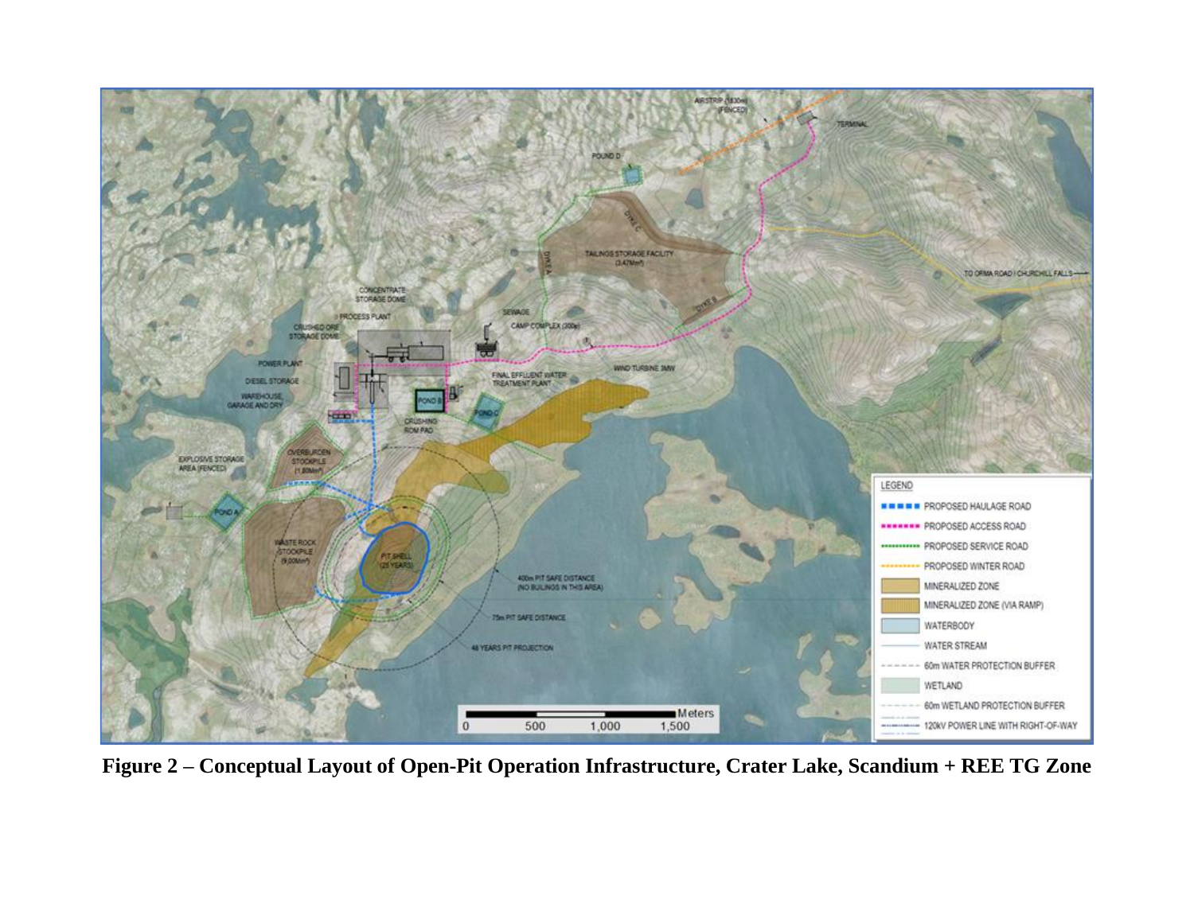**Figure 2 – Conceptual Layout of Open-Pit Operation Infrastructure, Crater Lake, Scandium + REE TG Zone**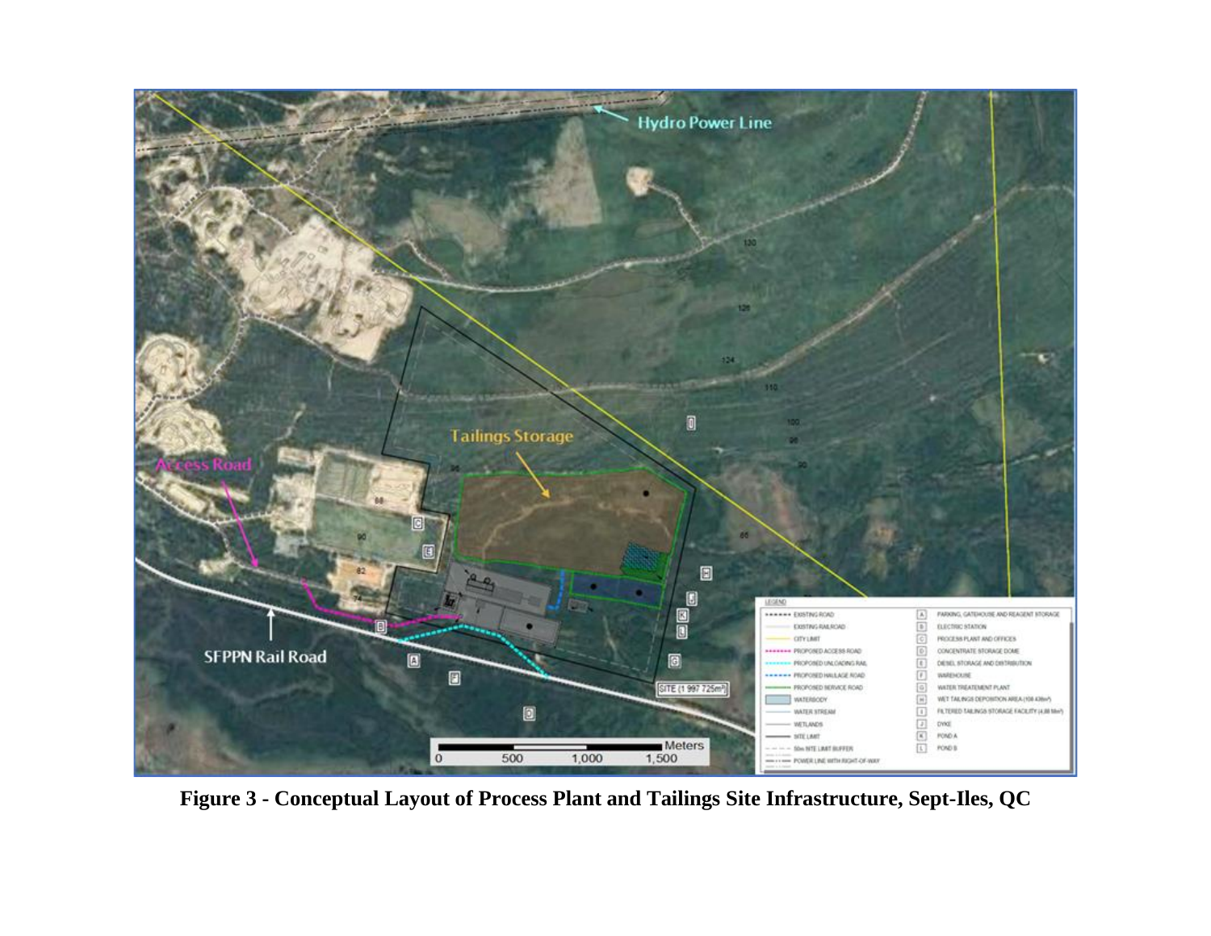**Figure 3 - Conceptual Layout of Process Plant and Tailings Site Infrastructure, Sept-Iles, QC**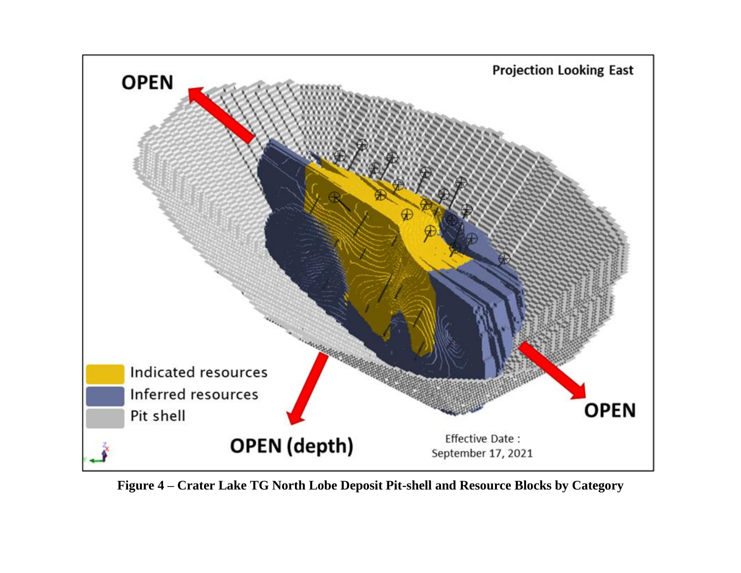**Figure 4 – Crater Lake TG North Lobe Deposit Pit-shell and Resource Blocks by Category**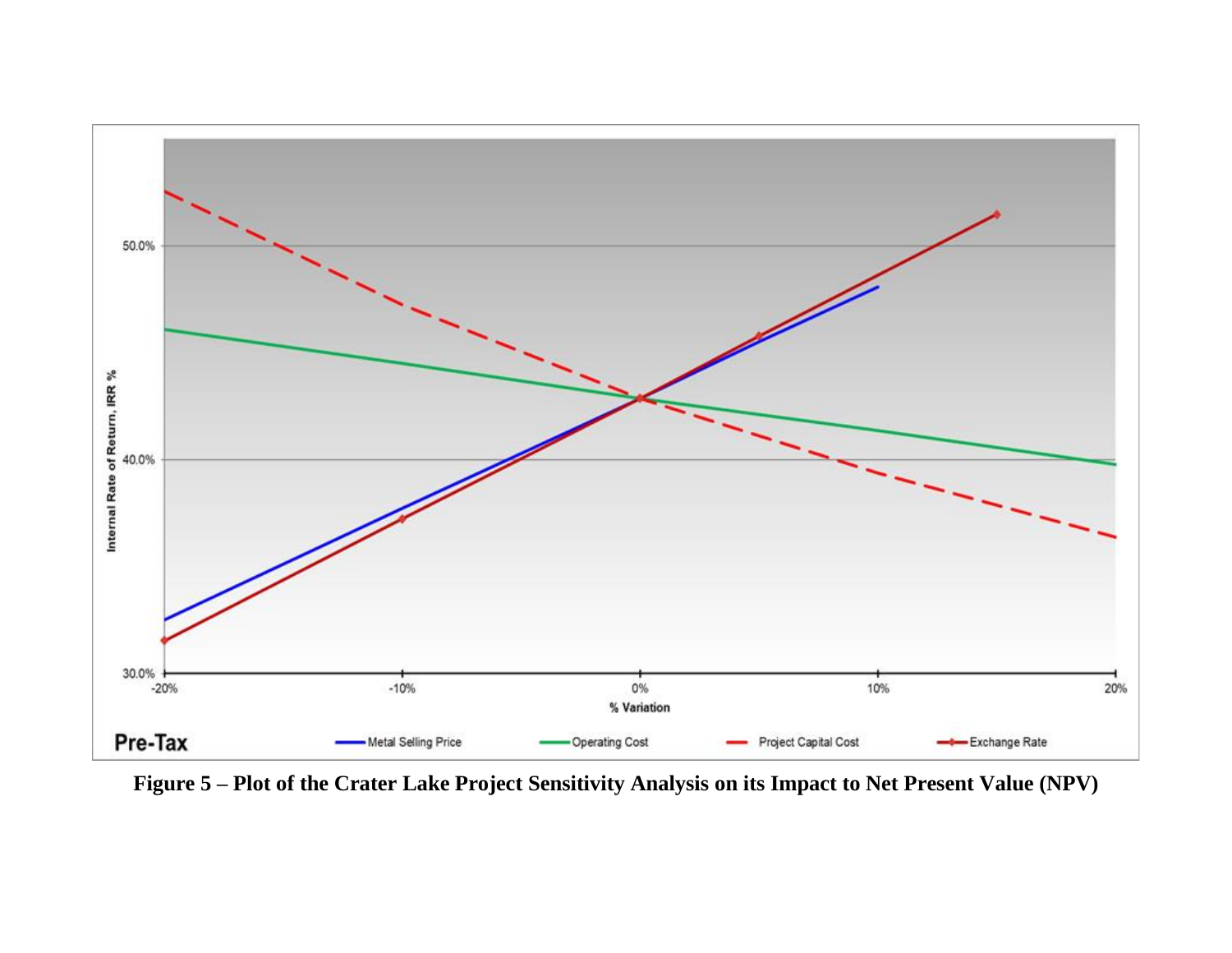50.0%

40.0%

30.0%

Internal Rate of Return, IRR %

-20%

-10%

0%

10%

20%

% Variation

Pre-Tax

Metal Selling Price

Operating Cost

Project Capital Cost

Exchange Rate

**Figure 5 – Plot of the Crater Lake Project Sensitivity Analysis on its Impact to Net Present Value (NPV)**